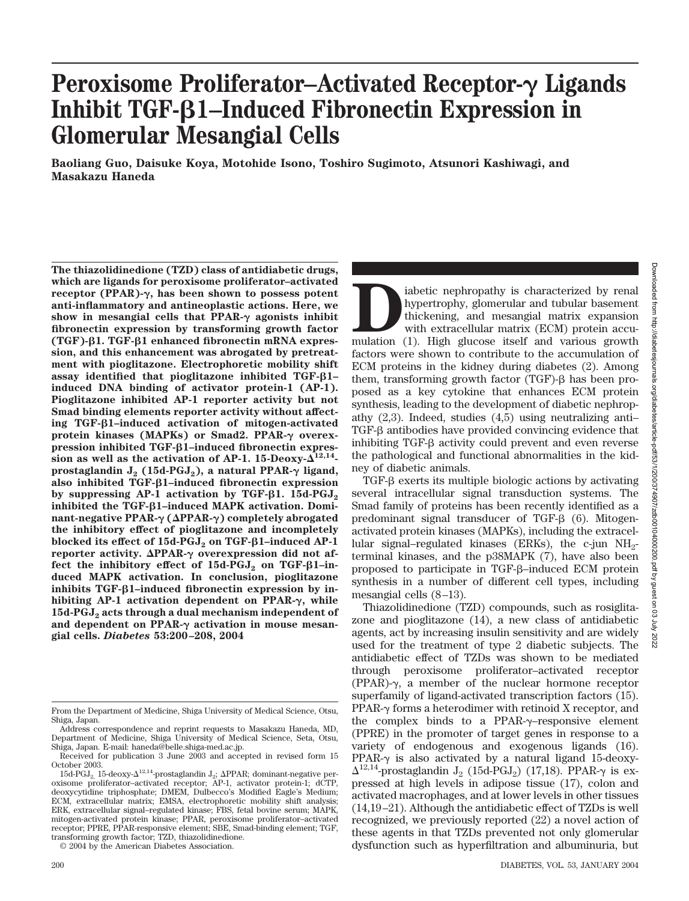# Peroxisome Proliferator–Activated Receptor-γ Ligands Inhibit TGF-β1–Induced Fibronectin Expression in Glomerular Mesangial Cells

**Baoliang Guo, Daisuke Koya, Motohide Isono, Toshiro Sugimoto, Atsunori Kashiwagi, and Masakazu Haneda**

**The thiazolidinedione (TZD) class of antidiabetic drugs, which are ligands for peroxisome proliferator–activated receptor (PPAR)-γ, has been shown to possess potent anti-inflammatory and antineoplastic actions. Here, we show in mesangial cells that PPAR-γ agonists inhibit fibronectin expression by transforming growth factor (TGF)-β1. TGF-β1 enhanced fibronectin mRNA expression, and this enhancement was abrogated by pretreatment with pioglitazone. Electrophoretic mobility shift assay identified that pioglitazone inhibited TGF-β1–induced DNA binding of activator protein-1 (AP-1). Pioglitazone inhibited AP-1 reporter activity but not Smad binding elements reporter activity without affecting TGF-β1–induced activation of mitogen-activated protein kinases (MAPKs) or Smad2. PPAR-γ overexpression inhibited TGF-β1–induced fibronectin expression as well as the activation of AP-1. 15-Deoxy-$\Delta^{12,14}$-prostaglandin $J_2$ (15d-$PGJ_2$), a natural PPAR-γ ligand, also inhibited TGF-β1–induced fibronectin expression by suppressing AP-1 activation by TGF-β1. 15d-$PGJ_2$ inhibited the TGF-β1–induced MAPK activation. Dominant-negative PPAR-γ (ΔPPAR-γ) completely abrogated the inhibitory effect of pioglitazone and incompletely blocked its effect of 15d-$PGJ_2$ on TGF-β1–induced AP-1 reporter activity. ΔPPAR-γ overexpression did not affect the inhibitory effect of 15d-$PGJ_2$ on TGF-β1–induced MAPK activation. In conclusion, pioglitazone inhibits TGF-β1–induced fibronectin expression by inhibiting AP-1 activation dependent on PPAR-γ, while 15d-$PGJ_2$ acts through a dual mechanism independent of and dependent on PPAR-γ activation in mouse mesangial cells.** ***Diabetes* 53:200–208, 2004**

From the Department of Medicine, Shiga University of Medical Science, Otsu, Shiga, Japan.

Address correspondence and reprint requests to Masakazu Haneda, MD, Department of Medicine, Shiga University of Medical Science, Seta, Otsu, Shiga, Japan. E-mail: haneda@belle.shiga-med.ac.jp.

Received for publication 3 June 2003 and accepted in revised form 15 October 2003.

15d-$PGJ_2$, 15-deoxy-$\Delta^{12,14}$-prostaglandin $J_2$; ΔPPAR; dominant-negative peroxisome proliferator–activated receptor; AP-1, activator protein-1; dCTP, deoxycytidine triphosphate; DMEM, Dulbecco's Modified Eagle's Medium; ECM, extracellular matrix; EMSA, electrophoretic mobility shift analysis; ERK, extracellular signal–regulated kinase; FBS, fetal bovine serum; MAPK, mitogen-activated protein kinase; PPAR, peroxisome proliferator–activated receptor; PPRE, PPAR-responsive element; SBE, Smad-binding element; TGF, transforming growth factor; TZD, thiazolidinedione.

© 2004 by the American Diabetes Association.

Diabetic nephropathy is characterized by renal hypertrophy, glomerular and tubular basement thickening, and mesangial matrix expansion with extracellular matrix (ECM) protein accumulation (1). High glucose itself and various growth factors were shown to contribute to the accumulation of ECM proteins in the kidney during diabetes (2). Among them, transforming growth factor (TGF)-β has been proposed as a key cytokine that enhances ECM protein synthesis, leading to the development of diabetic nephropathy (2,3). Indeed, studies (4,5) using neutralizing anti–TGF-β antibodies have provided convincing evidence that inhibiting TGF-β activity could prevent and even reverse the pathological and functional abnormalities in the kidney of diabetic animals.

TGF-β exerts its multiple biologic actions by activating several intracellular signal transduction systems. The Smad family of proteins has been recently identified as a predominant signal transducer of TGF-β (6). Mitogen-activated protein kinases (MAPKs), including the extracellular signal–regulated kinases (ERKs), the c-jun $NH_2$-terminal kinases, and the p38MAPK (7), have also been proposed to participate in TGF-β–induced ECM protein synthesis in a number of different cell types, including mesangial cells (8–13).

Thiazolidinedione (TZD) compounds, such as rosiglitazone and pioglitazone (14), a new class of antidiabetic agents, act by increasing insulin sensitivity and are widely used for the treatment of type 2 diabetic subjects. The antidiabetic effect of TZDs was shown to be mediated through peroxisome proliferator–activated receptor (PPAR)-γ, a member of the nuclear hormone receptor superfamily of ligand-activated transcription factors (15). PPAR-γ forms a heterodimer with retinoid X receptor, and the complex binds to a PPAR-γ–responsive element (PPRE) in the promoter of target genes in response to a variety of endogenous and exogenous ligands (16). PPAR-γ is also activated by a natural ligand 15-deoxy-$\Delta^{12,14}$-prostaglandin $J_2$ (15d-$PGJ_2$) (17,18). PPAR-γ is expressed at high levels in adipose tissue (17), colon and activated macrophages, and at lower levels in other tissues (14,19–21). Although the antidiabetic effect of TZDs is well recognized, we previously reported (22) a novel action of these agents in that TZDs prevented not only glomerular dysfunction such as hyperfiltration and albuminuria, but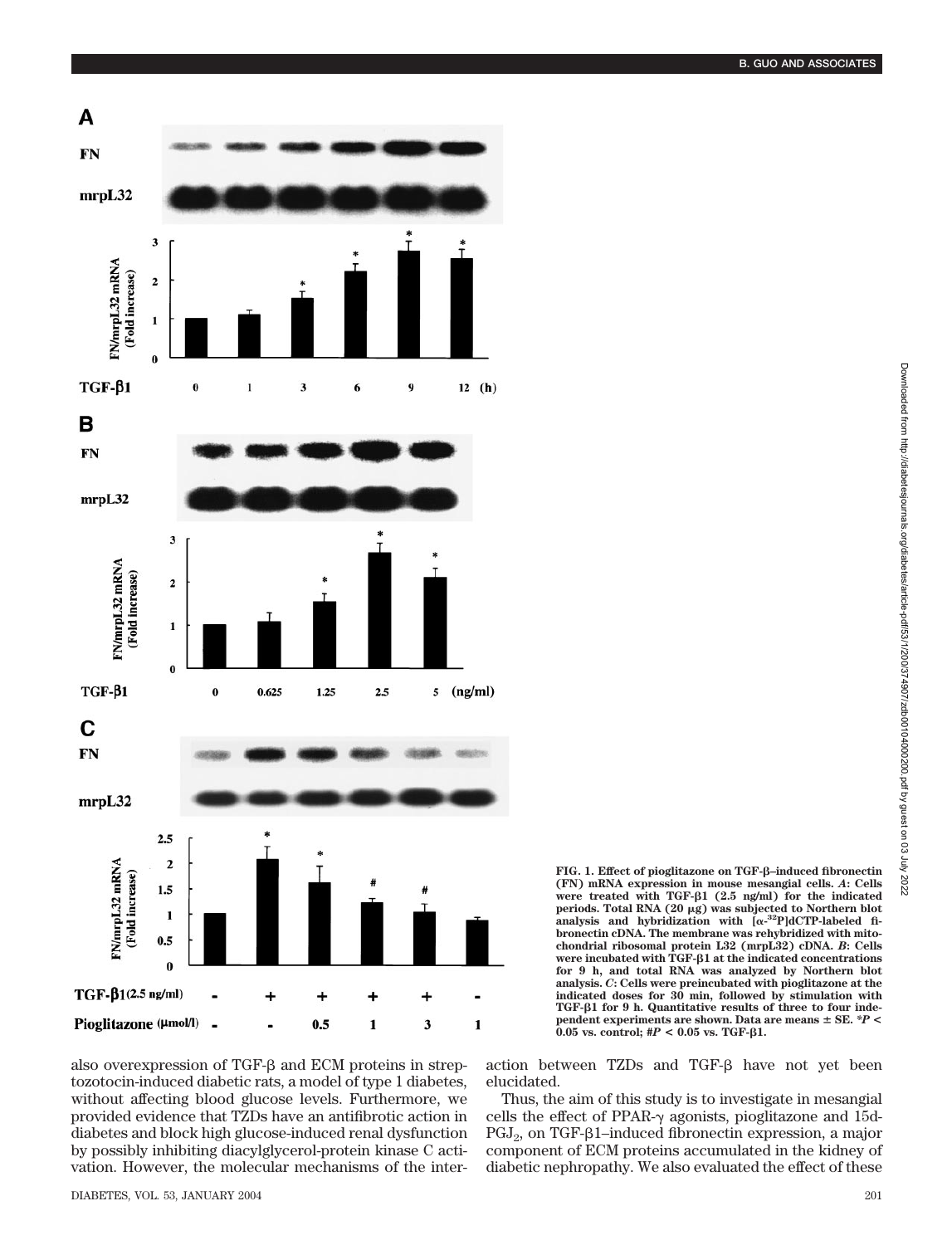FIG. 1. Effect of pioglitazone on TGF-β–induced fibronectin (FN) mRNA expression in mouse mesangial cells. *A*: Cells were treated with TGF-β1 (2.5 ng/ml) for the indicated periods. Total RNA (20 μg) was subjected to Northern blot analysis and hybridization with [α-$^{32}$P]dCTP-labeled fibronectin cDNA. The membrane was rehybridized with mitochondrial ribosomal protein L32 (mrpL32) cDNA. *B*: Cells were incubated with TGF-β1 at the indicated concentrations for 9 h, and total RNA was analyzed by Northern blot analysis. *C*: Cells were preincubated with pioglitazone at the indicated doses for 30 min, followed by stimulation with TGF-β1 for 9 h. Quantitative results of three to four independent experiments are shown. Data are means ± SE. *$P < 0.05$ vs. control; #$P < 0.05$ vs. TGF-β1.

also overexpression of TGF-β and ECM proteins in streptozotocin-induced diabetic rats, a model of type 1 diabetes, without affecting blood glucose levels. Furthermore, we provided evidence that TZDs have an antifibrotic action in diabetes and block high glucose-induced renal dysfunction by possibly inhibiting diacylglycerol-protein kinase C activation. However, the molecular mechanisms of the interaction between TZDs and TGF-β have not yet been elucidated.

Thus, the aim of this study is to investigate in mesangial cells the effect of PPAR-γ agonists, pioglitazone and 15d-$PGJ_2$, on TGF-β1–induced fibronectin expression, a major component of ECM proteins accumulated in the kidney of diabetic nephropathy. We also evaluated the effect of these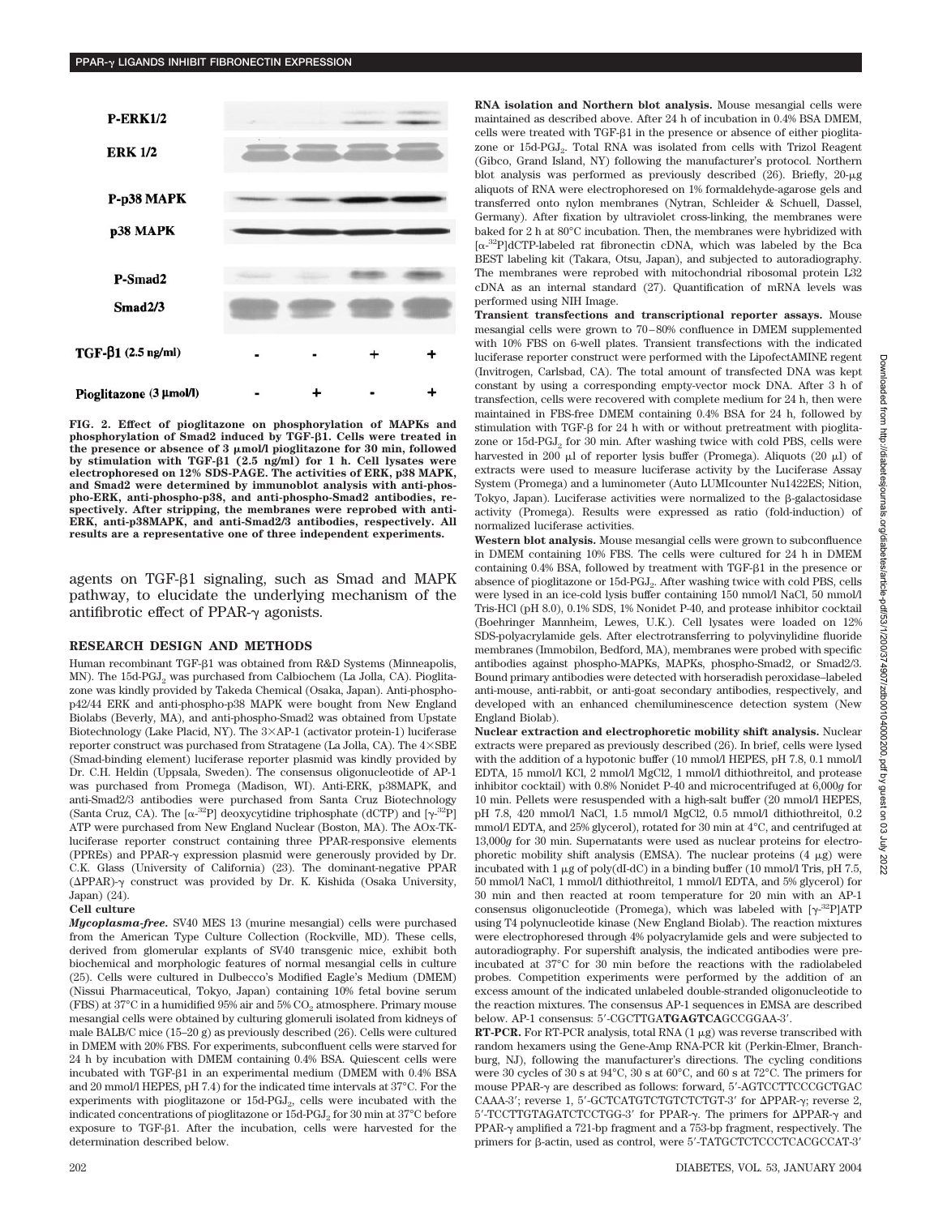FIG. 2. Effect of pioglitazone on phosphorylation of MAPKs and phosphorylation of Smad2 induced by TGF-β1. Cells were treated in the presence or absence of 3 μmol/l pioglitazone for 30 min, followed by stimulation with TGF-β1 (2.5 ng/ml) for 1 h. Cell lysates were electrophoresed on 12% SDS-PAGE. The activities of ERK, p38 MAPK, and Smad2 were determined by immunoblot analysis with anti-phospho-ERK, anti-phospho-p38, and anti-phospho-Smad2 antibodies, respectively. After stripping, the membranes were reprobed with anti-ERK, anti-p38MAPK, and anti-Smad2/3 antibodies, respectively. All results are a representative one of three independent experiments.

agents on TGF-β1 signaling, such as Smad and MAPK pathway, to elucidate the underlying mechanism of the antifibrotic effect of PPAR-γ agonists.

## RESEARCH DESIGN AND METHODS

Human recombinant TGF-β1 was obtained from R&D Systems (Minneapolis, MN). The 15d-$PGJ_2$ was purchased from Calbiochem (La Jolla, CA). Pioglitazone was kindly provided by Takeda Chemical (Osaka, Japan). Anti-phospho-p42/44 ERK and anti-phospho-p38 MAPK were bought from New England Biolabs (Beverly, MA), and anti-phospho-Smad2 was obtained from Upstate Biotechnology (Lake Placid, NY). The 3×AP-1 (activator protein-1) luciferase reporter construct was purchased from Stratagene (La Jolla, CA). The 4×SBE (Smad-binding element) luciferase reporter plasmid was kindly provided by Dr. C.H. Heldin (Uppsala, Sweden). The consensus oligonucleotide of AP-1 was purchased from Promega (Madison, WI). Anti-ERK, p38MAPK, and anti-Smad2/3 antibodies were purchased from Santa Cruz Biotechnology (Santa Cruz, CA). The [α-$^{32}$P] deoxycytidine triphosphate (dCTP) and [γ-$^{32}$P] ATP were purchased from New England Nuclear (Boston, MA). The AOx-TK-luciferase reporter construct containing three PPAR-responsive elements (PPREs) and PPAR-γ expression plasmid were generously provided by Dr. C.K. Glass (University of California) (23). The dominant-negative PPAR (ΔPPAR)-γ construct was provided by Dr. K. Kishida (Osaka University, Japan) (24).

### Cell culture

*Mycoplasma-free.* SV40 MES 13 (murine mesangial) cells were purchased from the American Type Culture Collection (Rockville, MD). These cells, derived from glomerular explants of SV40 transgenic mice, exhibit both biochemical and morphologic features of normal mesangial cells in culture (25). Cells were cultured in Dulbecco's Modified Eagle's Medium (DMEM) (Nissui Pharmaceutical, Tokyo, Japan) containing 10% fetal bovine serum (FBS) at 37°C in a humidified 95% air and 5% $CO_2$ atmosphere. Primary mouse mesangial cells were obtained by culturing glomeruli isolated from kidneys of male BALB/C mice (15–20 g) as previously described (26). Cells were cultured in DMEM with 20% FBS. For experiments, subconfluent cells were starved for 24 h by incubation with DMEM containing 0.4% BSA. Quiescent cells were incubated with TGF-β1 in an experimental medium (DMEM with 0.4% BSA and 20 mmol/l HEPES, pH 7.4) for the indicated time intervals at 37°C. For the experiments with pioglitazone or 15d-$PGJ_2$, cells were incubated with the indicated concentrations of pioglitazone or 15d-$PGJ_2$ for 30 min at 37°C before exposure to TGF-β1. After the incubation, cells were harvested for the determination described below.

**RNA isolation and Northern blot analysis.** Mouse mesangial cells were maintained as described above. After 24 h of incubation in 0.4% BSA DMEM, cells were treated with TGF-β1 in the presence or absence of either pioglitazone or 15d-$PGJ_2$. Total RNA was isolated from cells with Trizol Reagent (Gibco, Grand Island, NY) following the manufacturer's protocol. Northern blot analysis was performed as previously described (26). Briefly, 20-μg aliquots of RNA were electrophoresed on 1% formaldehyde-agarose gels and transferred onto nylon membranes (Nytran, Schleider & Schuell, Dassel, Germany). After fixation by ultraviolet cross-linking, the membranes were baked for 2 h at 80°C incubation. Then, the membranes were hybridized with [α-$^{32}$P]dCTP-labeled rat fibronectin cDNA, which was labeled by the Bca BEST labeling kit (Takara, Otsu, Japan), and subjected to autoradiography. The membranes were reprobed with mitochondrial ribosomal protein L32 cDNA as an internal standard (27). Quantification of mRNA levels was performed using NIH Image.

**Transient transfections and transcriptional reporter assays.** Mouse mesangial cells were grown to 70–80% confluence in DMEM supplemented with 10% FBS on 6-well plates. Transient transfections with the indicated luciferase reporter construct were performed with the LipofectAMINE regent (Invitrogen, Carlsbad, CA). The total amount of transfected DNA was kept constant by using a corresponding empty-vector mock DNA. After 3 h of transfection, cells were recovered with complete medium for 24 h, then were maintained in FBS-free DMEM containing 0.4% BSA for 24 h, followed by stimulation with TGF-β for 24 h with or without pretreatment with pioglitazone or 15d-$PGJ_2$ for 30 min. After washing twice with cold PBS, cells were harvested in 200 μl of reporter lysis buffer (Promega). Aliquots (20 μl) of extracts were used to measure luciferase activity by the Luciferase Assay System (Promega) and a luminometer (Auto LUMIcounter Nu1422ES; Nition, Tokyo, Japan). Luciferase activities were normalized to the β-galactosidase activity (Promega). Results were expressed as ratio (fold-induction) of normalized luciferase activities.

**Western blot analysis.** Mouse mesangial cells were grown to subconfluence in DMEM containing 10% FBS. The cells were cultured for 24 h in DMEM containing 0.4% BSA, followed by treatment with TGF-β1 in the presence or absence of pioglitazone or 15d-$PGJ_2$. After washing twice with cold PBS, cells were lysed in an ice-cold lysis buffer containing 150 mmol/l NaCl, 50 mmol/l Tris-HCl (pH 8.0), 0.1% SDS, 1% Nonidet P-40, and protease inhibitor cocktail (Boehringer Mannheim, Lewes, U.K.). Cell lysates were loaded on 12% SDS-polyacrylamide gels. After electrotransferring to polyvinylidine fluoride membranes (Immobilon, Bedford, MA), membranes were probed with specific antibodies against phospho-MAPKs, MAPKs, phospho-Smad2, or Smad2/3. Bound primary antibodies were detected with horseradish peroxidase–labeled anti-mouse, anti-rabbit, or anti-goat secondary antibodies, respectively, and developed with an enhanced chemiluminescence detection system (New England Biolab).

**Nuclear extraction and electrophoretic mobility shift analysis.** Nuclear extracts were prepared as previously described (26). In brief, cells were lysed with the addition of a hypotonic buffer (10 mmol/l HEPES, pH 7.8, 0.1 mmol/l EDTA, 15 mmol/l KCl, 2 mmol/l MgCl2, 1 mmol/l dithiothreitol, and protease inhibitor cocktail) with 0.8% Nonidet P-40 and microcentrifuged at 6,000*g* for 10 min. Pellets were resuspended with a high-salt buffer (20 mmol/l HEPES, pH 7.8, 420 mmol/l NaCl, 1.5 mmol/l MgCl2, 0.5 mmol/l dithiothreitol, 0.2 mmol/l EDTA, and 25% glycerol), rotated for 30 min at 4°C, and centrifuged at 13,000*g* for 30 min. Supernatants were used as nuclear proteins for electrophoretic mobility shift assays (EMSA). The nuclear proteins (4 μg) were incubated with 1 μg of poly(dI-dC) in a binding buffer (10 mmol/l Tris, pH 7.5, 50 mmol/l NaCl, 1 mmol/l dithiothreitol, 1 mmol/l EDTA, and 5% glycerol) for 30 min and then reacted at room temperature for 20 min with an AP-1 consensus oligonucleotide (Promega), which was labeled with [γ-$^{32}$P]ATP using T4 polynucleotide kinase (New England Biolab). The reaction mixtures were electrophoresed through 4% polyacrylamide gels and were subjected to autoradiography. For supershift analysis, the indicated antibodies were preincubated at 37°C for 30 min before the reactions with the radiolabeled probes. Competition experiments were performed by the addition of an excess amount of the indicated unlabeled double-stranded oligonucleotide to the reaction mixtures. The consensus AP-1 sequences in EMSA are described below. AP-1 consensus: 5′-CGCTTGA**TGAGTCA**GCCGGAA-3′.

**RT-PCR.** For RT-PCR analysis, total RNA (1 μg) was reverse transcribed with random hexamers using the Gene-Amp RNA-PCR kit (Perkin-Elmer, Branchburg, NJ), following the manufacturer's directions. The cycling conditions were 30 cycles of 30 s at 94°C, 30 s at 60°C, and 60 s at 72°C. The primers for mouse PPAR-γ are described as follows: forward, 5′-AGTCCTTCCCGCTGAC CAAA-3′; reverse 1, 5′-GCTCATGTCTGTCTCTGT-3′ for ΔPPAR-γ; reverse 2, 5′-TCCTTGTAGATCTCCTGG-3′ for PPAR-γ. The primers for ΔPPAR-γ and PPAR-γ amplified a 721-bp fragment and a 753-bp fragment, respectively. The primers for β-actin, used as control, were 5′-TATGCTCTCCCTCACGCCAT-3′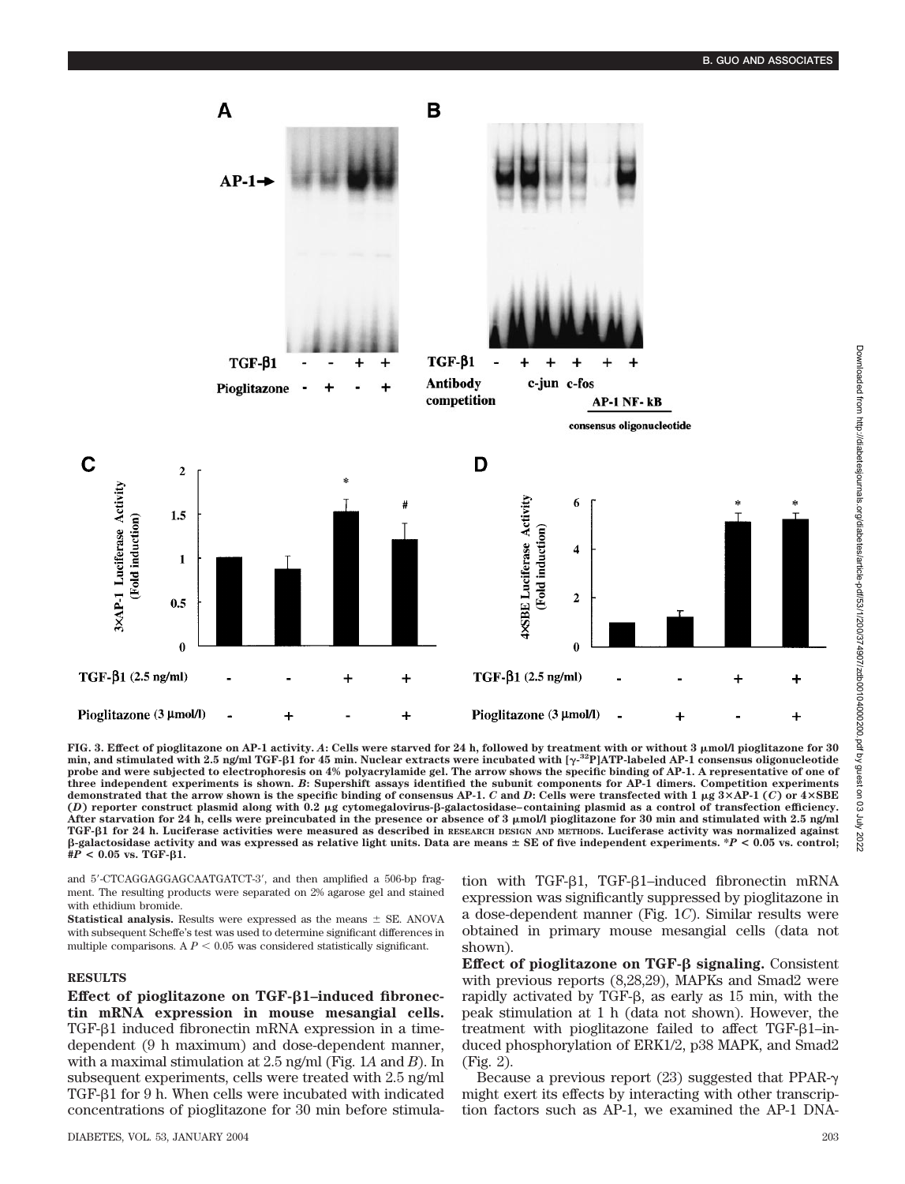FIG. 3. Effect of pioglitazone on AP-1 activity. *A*: Cells were starved for 24 h, followed by treatment with or without 3 μmol/l pioglitazone for 30 min, and stimulated with 2.5 ng/ml TGF-β1 for 45 min. Nuclear extracts were incubated with [$\gamma$-$^{32}$P]ATP-labeled AP-1 consensus oligonucleotide probe and were subjected to electrophoresis on 4% polyacrylamide gel. The arrow shows the specific binding of AP-1. A representative of one of three independent experiments is shown. *B*: Supershift assays identified the subunit components for AP-1 dimers. Competition experiments demonstrated that the arrow shown is the specific binding of consensus AP-1. *C* and *D*: Cells were transfected with 1 μg 3×AP-1 (*C*) or 4×SBE (*D*) reporter construct plasmid along with 0.2 μg cytomegalovirus-β-galactosidase–containing plasmid as a control of transfection efficiency. After starvation for 24 h, cells were preincubated in the presence or absence of 3 μmol/l pioglitazone for 30 min and stimulated with 2.5 ng/ml TGF-β1 for 24 h. Luciferase activities were measured as described in RESEARCH DESIGN AND METHODS. Luciferase activity was normalized against β-galactosidase activity and was expressed as relative light units. Data are means ± SE of five independent experiments. *$P < 0.05$ vs. control; #$P < 0.05$ vs. TGF-β1.

and 5′-CTCAGGAGGAGCAATGATCT-3′, and then amplified a 506-bp fragment. The resulting products were separated on 2% agarose gel and stained with ethidium bromide.

**Statistical analysis.** Results were expressed as the means ± SE. ANOVA with subsequent Scheffe's test was used to determine significant differences in multiple comparisons. A $P < 0.05$ was considered statistically significant.

## RESULTS

**Effect of pioglitazone on TGF-β1–induced fibronectin mRNA expression in mouse mesangial cells.** TGF-β1 induced fibronectin mRNA expression in a time-dependent (9 h maximum) and dose-dependent manner, with a maximal stimulation at 2.5 ng/ml (Fig. 1*A* and *B*). In subsequent experiments, cells were treated with 2.5 ng/ml TGF-β1 for 9 h. When cells were incubated with indicated concentrations of pioglitazone for 30 min before stimulation with TGF-β1, TGF-β1–induced fibronectin mRNA expression was significantly suppressed by pioglitazone in a dose-dependent manner (Fig. 1*C*). Similar results were obtained in primary mouse mesangial cells (data not shown).

**Effect of pioglitazone on TGF-β signaling.** Consistent with previous reports (8,28,29), MAPKs and Smad2 were rapidly activated by TGF-β, as early as 15 min, with the peak stimulation at 1 h (data not shown). However, the treatment with pioglitazone failed to affect TGF-β1–induced phosphorylation of ERK1/2, p38 MAPK, and Smad2 (Fig. 2).

Because a previous report (23) suggested that PPAR-γ might exert its effects by interacting with other transcription factors such as AP-1, we examined the AP-1 DNA-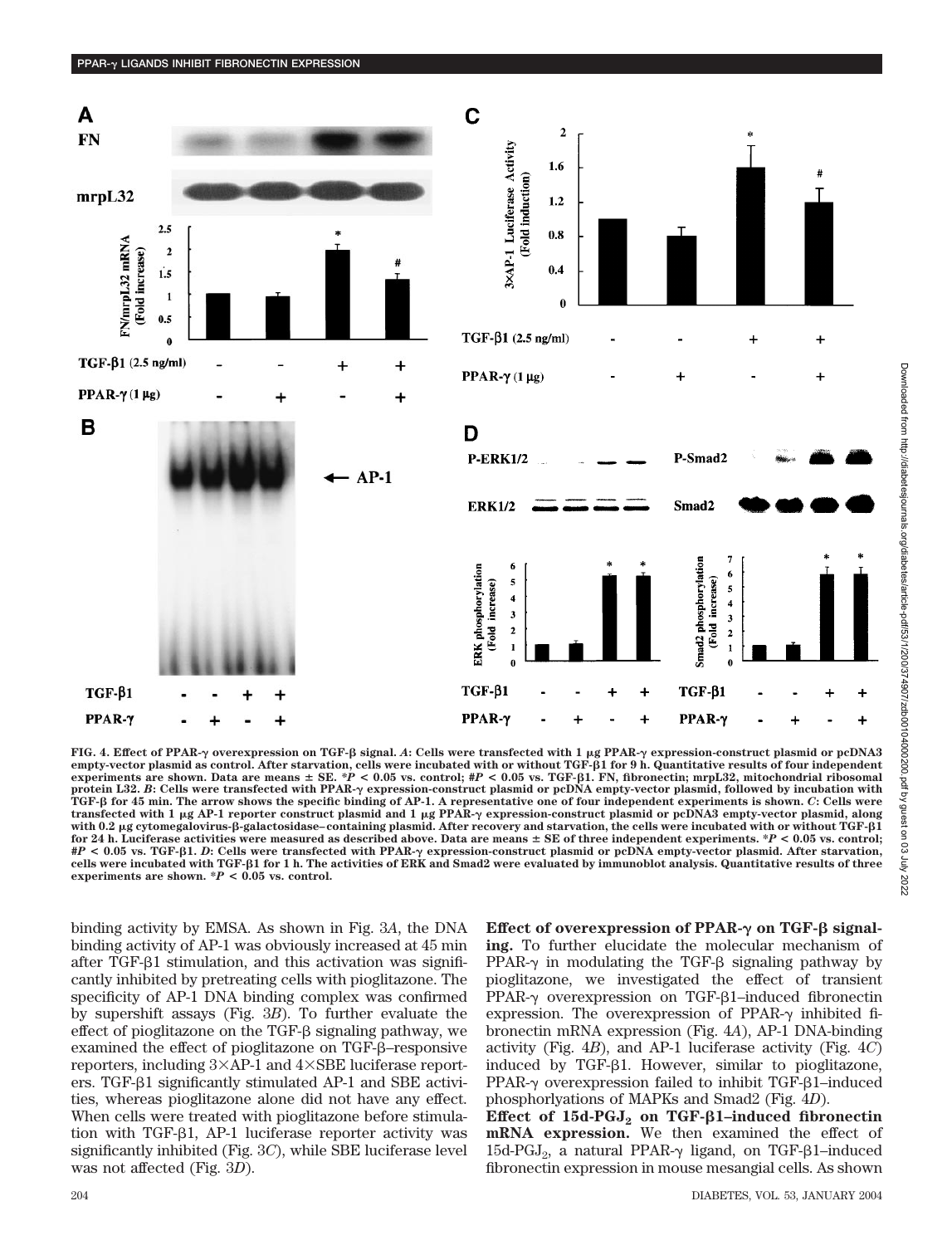**FIG. 4. Effect of PPAR-γ overexpression on TGF-β signal.** ***A*****: Cells were transfected with 1 μg PPAR-γ expression-construct plasmid or pcDNA3 empty-vector plasmid as control. After starvation, cells were incubated with or without TGF-β1 for 9 h. Quantitative results of four independent experiments are shown. Data are means ± SE. \*$P < 0.05$ vs. control; #$P < 0.05$ vs. TGF-β1. FN, fibronectin; mrpL32, mitochondrial ribosomal protein L32.** ***B*****: Cells were transfected with PPAR-γ expression-construct plasmid or pcDNA empty-vector plasmid, followed by incubation with TGF-β for 45 min. The arrow shows the specific binding of AP-1. A representative one of four independent experiments is shown.** ***C*****: Cells were transfected with 1 μg AP-1 reporter construct plasmid and 1 μg PPAR-γ expression-construct plasmid or pcDNA3 empty-vector plasmid, along with 0.2 μg cytomegalovirus-β-galactosidase–containing plasmid. After recovery and starvation, the cells were incubated with or without TGF-β1 for 24 h. Luciferase activities were measured as described above. Data are means ± SE of three independent experiments. \*$P < 0.05$ vs. control; #$P < 0.05$ vs. TGF-β1.** ***D*****: Cells were transfected with PPAR-γ expression-construct plasmid or pcDNA empty-vector plasmid. After starvation, cells were incubated with TGF-β1 for 1 h. The activities of ERK and Smad2 were evaluated by immunoblot analysis. Quantitative results of three experiments are shown. \*$P < 0.05$ vs. control.**

binding activity by EMSA. As shown in Fig. 3*A*, the DNA binding activity of AP-1 was obviously increased at 45 min after TGF-β1 stimulation, and this activation was significantly inhibited by pretreating cells with pioglitazone. The specificity of AP-1 DNA binding complex was confirmed by supershift assays (Fig. 3*B*). To further evaluate the effect of pioglitazone on the TGF-β signaling pathway, we examined the effect of pioglitazone on TGF-β–responsive reporters, including 3×AP-1 and 4×SBE luciferase reporters. TGF-β1 significantly stimulated AP-1 and SBE activities, whereas pioglitazone alone did not have any effect. When cells were treated with pioglitazone before stimulation with TGF-β1, AP-1 luciferase reporter activity was significantly inhibited (Fig. 3*C*), while SBE luciferase level was not affected (Fig. 3*D*).

**Effect of overexpression of PPAR-γ on TGF-β signaling.** To further elucidate the molecular mechanism of PPAR-γ in modulating the TGF-β signaling pathway by pioglitazone, we investigated the effect of transient PPAR-γ overexpression on TGF-β1–induced fibronectin expression. The overexpression of PPAR-γ inhibited fibronectin mRNA expression (Fig. 4*A*), AP-1 DNA-binding activity (Fig. 4*B*), and AP-1 luciferase activity (Fig. 4*C*) induced by TGF-β1. However, similar to pioglitazone, PPAR-γ overexpression failed to inhibit TGF-β1–induced phosphorylations of MAPKs and Smad2 (Fig. 4*D*).

**Effect of 15d-$PGJ_2$ on TGF-β1–induced fibronectin mRNA expression.** We then examined the effect of 15d-$PGJ_2$, a natural PPAR-γ ligand, on TGF-β1–induced fibronectin expression in mouse mesangial cells. As shown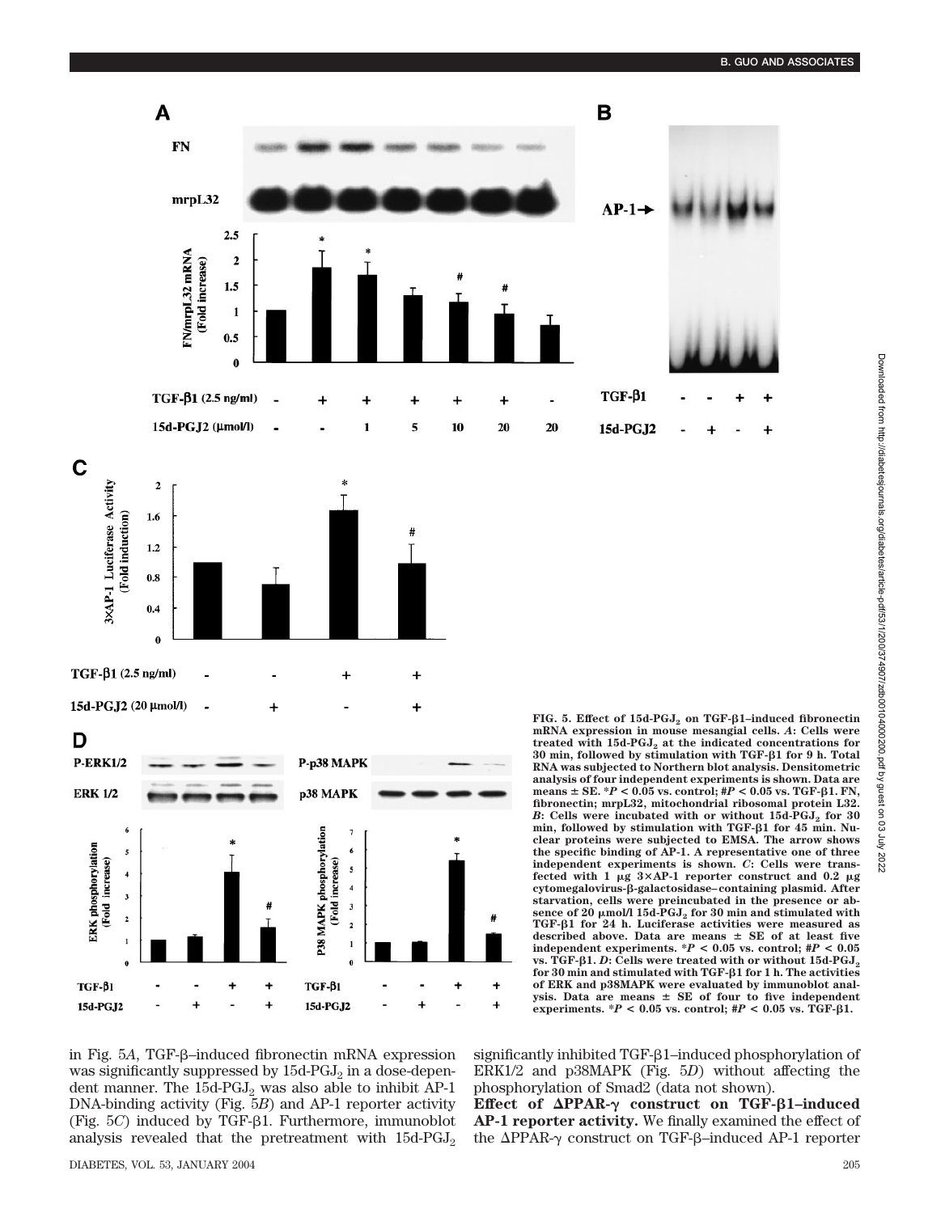FIG. 5. Effect of 15d-$PGJ_2$ on TGF-β1–induced fibronectin mRNA expression in mouse mesangial cells. *A*: Cells were treated with 15d-$PGJ_2$ at the indicated concentrations for 30 min, followed by stimulation with TGF-β1 for 9 h. Total RNA was subjected to Northern blot analysis. Densitometric analysis of four independent experiments is shown. Data are means ± SE. *$P < 0.05$ vs. control; #$P < 0.05$ vs. TGF-β1. FN, fibronectin; mrpL32, mitochondrial ribosomal protein L32. *B*: Cells were incubated with or without 15d-$PGJ_2$ for 30 min, followed by stimulation with TGF-β1 for 45 min. Nuclear proteins were subjected to EMSA. The arrow shows the specific binding of AP-1. A representative one of three independent experiments is shown. *C*: Cells were transfected with 1 μg 3×AP-1 reporter construct and 0.2 μg cytomegalovirus-β-galactosidase–containing plasmid. After starvation, cells were preincubated in the presence or absence of 20 μmol/l 15d-$PGJ_2$ for 30 min and stimulated with TGF-β1 for 24 h. Luciferase activities were measured as described above. Data are means ± SE of at least five independent experiments. *$P < 0.05$ vs. control; #$P < 0.05$ vs. TGF-β1. *D*: Cells were treated with or without 15d-$PGJ_2$ for 30 min and stimulated with TGF-β1 for 1 h. The activities of ERK and p38MAPK were evaluated by immunoblot analysis. Data are means ± SE of four to five independent experiments. *$P < 0.05$ vs. control; #$P < 0.05$ vs. TGF-β1.

in Fig. 5*A*, TGF-β–induced fibronectin mRNA expression was significantly suppressed by 15d-$PGJ_2$ in a dose-dependent manner. The 15d-$PGJ_2$ was also able to inhibit AP-1 DNA-binding activity (Fig. 5*B*) and AP-1 reporter activity (Fig. 5*C*) induced by TGF-β1. Furthermore, immunoblot analysis revealed that the pretreatment with 15d-$PGJ_2$ significantly inhibited TGF-β1–induced phosphorylation of ERK1/2 and p38MAPK (Fig. 5*D*) without affecting the phosphorylation of Smad2 (data not shown).

**Effect of ΔPPAR-γ construct on TGF-β1–induced AP-1 reporter activity.** We finally examined the effect of the ΔPPAR-γ construct on TGF-β–induced AP-1 reporter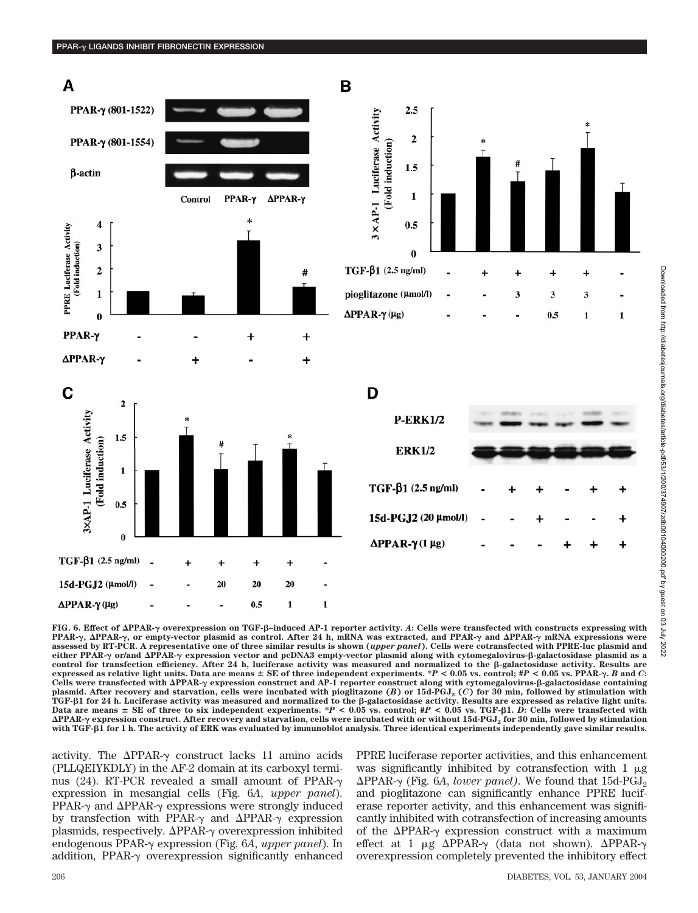FIG. 6. Effect of ΔPPAR-γ overexpression on TGF-β–induced AP-1 reporter activity. *A*: Cells were transfected with constructs expressing with PPAR-γ, ΔPPAR-γ, or empty-vector plasmid as control. After 24 h, mRNA was extracted, and PPAR-γ and ΔPPAR-γ mRNA expressions were assessed by RT-PCR. A representative one of three similar results is shown (*upper panel*). Cells were cotransfected with PPRE-luc plasmid and either PPAR-γ or/and ΔPPAR-γ expression vector and pcDNA3 empty-vector plasmid along with cytomegalovirus-β-galactosidase plasmid as a control for transfection efficiency. After 24 h, luciferase activity was measured and normalized to the β-galactosidase activity. Results are expressed as relative light units. Data are means ± SE of three independent experiments. \*$P < 0.05$ vs. control; #$P < 0.05$ vs. PPAR-γ. *B* and *C*: Cells were transfected with ΔPPAR-γ expression construct and AP-1 reporter construct along with cytomegalovirus-β-galactosidase containing plasmid. After recovery and starvation, cells were incubated with pioglitazone (*B*) or 15d-$PGJ_2$ (*C*) for 30 min, followed by stimulation with TGF-β1 for 24 h. Luciferase activity was measured and normalized to the β-galactosidase activity. Results are expressed as relative light units. Data are means ± SE of three to six independent experiments. \*$P < 0.05$ vs. control; #$P < 0.05$ vs. TGF-β1. *D*: Cells were transfected with ΔPPAR-γ expression construct. After recovery and starvation, cells were incubated with or without 15d-$PGJ_2$ for 30 min, followed by stimulation with TGF-β1 for 1 h. The activity of ERK was evaluated by immunoblot analysis. Three identical experiments independently gave similar results.

activity. The ΔPPAR-γ construct lacks 11 amino acids (PLLQEIYKDLY) in the AF-2 domain at its carboxyl terminus (24). RT-PCR revealed a small amount of PPAR-γ expression in mesangial cells (Fig. 6*A*, *upper panel*). PPAR-γ and ΔPPAR-γ expressions were strongly induced by transfection with PPAR-γ and ΔPPAR-γ expression plasmids, respectively. ΔPPAR-γ overexpression inhibited endogenous PPAR-γ expression (Fig. 6*A*, *upper panel*). In addition, PPAR-γ overexpression significantly enhanced PPRE luciferase reporter activities, and this enhancement was significantly inhibited by cotransfection with 1 μg ΔPPAR-γ (Fig. 6*A*, *lower panel*). We found that 15d-$PGJ_2$ and pioglitazone can significantly enhance PPRE luciferase reporter activity, and this enhancement was significantly inhibited with cotransfection of increasing amounts of the ΔPPAR-γ expression construct with a maximum effect at 1 μg ΔPPAR-γ (data not shown). ΔPPAR-γ overexpression completely prevented the inhibitory effect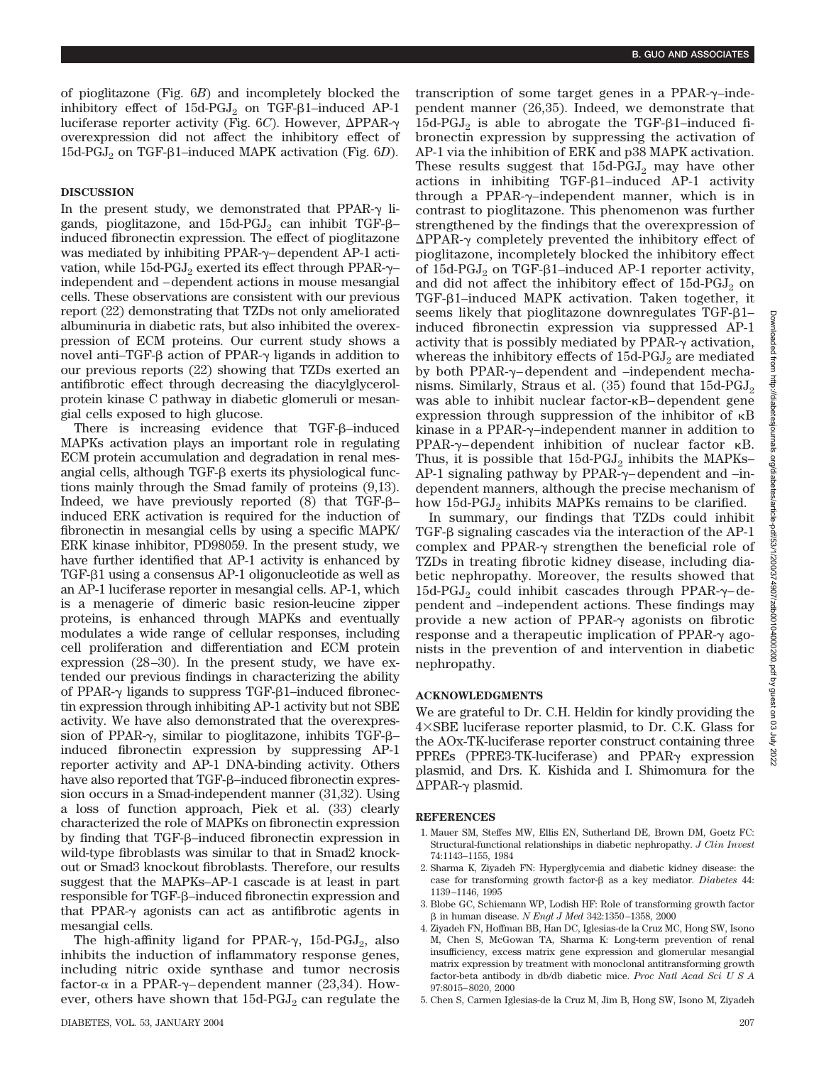of pioglitazone (Fig. 6*B*) and incompletely blocked the inhibitory effect of 15d-$PGJ_2$ on TGF-β1–induced AP-1 luciferase reporter activity (Fig. 6*C*). However, ΔPPAR-γ overexpression did not affect the inhibitory effect of 15d-$PGJ_2$ on TGF-β1–induced MAPK activation (Fig. 6*D*).

## DISCUSSION

In the present study, we demonstrated that PPAR-γ ligands, pioglitazone, and 15d-$PGJ_2$ can inhibit TGF-β–induced fibronectin expression. The effect of pioglitazone was mediated by inhibiting PPAR-γ–dependent AP-1 activation, while 15d-$PGJ_2$ exerted its effect through PPAR-γ–independent and –dependent actions in mouse mesangial cells. These observations are consistent with our previous report (22) demonstrating that TZDs not only ameliorated albuminuria in diabetic rats, but also inhibited the overexpression of ECM proteins. Our current study shows a novel anti–TGF-β action of PPAR-γ ligands in addition to our previous reports (22) showing that TZDs exerted an antifibrotic effect through decreasing the diacylglycerol-protein kinase C pathway in diabetic glomeruli or mesangial cells exposed to high glucose.

There is increasing evidence that TGF-β–induced MAPKs activation plays an important role in regulating ECM protein accumulation and degradation in renal mesangial cells, although TGF-β exerts its physiological functions mainly through the Smad family of proteins (9,13). Indeed, we have previously reported (8) that TGF-β–induced ERK activation is required for the induction of fibronectin in mesangial cells by using a specific MAPK/ERK kinase inhibitor, PD98059. In the present study, we have further identified that AP-1 activity is enhanced by TGF-β1 using a consensus AP-1 oligonucleotide as well as an AP-1 luciferase reporter in mesangial cells. AP-1, which is a menagerie of dimeric basic resion-leucine zipper proteins, is enhanced through MAPKs and eventually modulates a wide range of cellular responses, including cell proliferation and differentiation and ECM protein expression (28–30). In the present study, we have extended our previous findings in characterizing the ability of PPAR-γ ligands to suppress TGF-β1–induced fibronectin expression through inhibiting AP-1 activity but not SBE activity. We have also demonstrated that the overexpression of PPAR-γ, similar to pioglitazone, inhibits TGF-β–induced fibronectin expression by suppressing AP-1 reporter activity and AP-1 DNA-binding activity. Others have also reported that TGF-β–induced fibronectin expression occurs in a Smad-independent manner (31,32). Using a loss of function approach, Piek et al. (33) clearly characterized the role of MAPKs on fibronectin expression by finding that TGF-β–induced fibronectin expression in wild-type fibroblasts was similar to that in Smad2 knockout or Smad3 knockout fibroblasts. Therefore, our results suggest that the MAPKs–AP-1 cascade is at least in part responsible for TGF-β–induced fibronectin expression and that PPAR-γ agonists can act as antifibrotic agents in mesangial cells.

The high-affinity ligand for PPAR-γ, 15d-$PGJ_2$, also inhibits the induction of inflammatory response genes, including nitric oxide synthase and tumor necrosis factor-α in a PPAR-γ–dependent manner (23,34). However, others have shown that 15d-$PGJ_2$ can regulate the transcription of some target genes in a PPAR-γ–independent manner (26,35). Indeed, we demonstrate that 15d-$PGJ_2$ is able to abrogate the TGF-β1–induced fibronectin expression by suppressing the activation of AP-1 via the inhibition of ERK and p38 MAPK activation. These results suggest that 15d-$PGJ_2$ may have other actions in inhibiting TGF-β1–induced AP-1 activity through a PPAR-γ–independent manner, which is in contrast to pioglitazone. This phenomenon was further strengthened by the findings that the overexpression of ΔPPAR-γ completely prevented the inhibitory effect of pioglitazone, incompletely blocked the inhibitory effect of 15d-$PGJ_2$ on TGF-β1–induced AP-1 reporter activity, and did not affect the inhibitory effect of 15d-$PGJ_2$ on TGF-β1–induced MAPK activation. Taken together, it seems likely that pioglitazone downregulates TGF-β1–induced fibronectin expression via suppressed AP-1 activity that is possibly mediated by PPAR-γ activation, whereas the inhibitory effects of 15d-$PGJ_2$ are mediated by both PPAR-γ–dependent and –independent mechanisms. Similarly, Straus et al. (35) found that 15d-$PGJ_2$ was able to inhibit nuclear factor-κB–dependent gene expression through suppression of the inhibitor of κB kinase in a PPAR-γ–independent manner in addition to PPAR-γ–dependent inhibition of nuclear factor κB. Thus, it is possible that 15d-$PGJ_2$ inhibits the MAPKs–AP-1 signaling pathway by PPAR-γ–dependent and –independent manners, although the precise mechanism of how 15d-$PGJ_2$ inhibits MAPKs remains to be clarified.

In summary, our findings that TZDs could inhibit TGF-β signaling cascades via the interaction of the AP-1 complex and PPAR-γ strengthen the beneficial role of TZDs in treating fibrotic kidney disease, including diabetic nephropathy. Moreover, the results showed that 15d-$PGJ_2$ could inhibit cascades through PPAR-γ–dependent and –independent actions. These findings may provide a new action of PPAR-γ agonists on fibrotic response and a therapeutic implication of PPAR-γ agonists in the prevention of and intervention in diabetic nephropathy.

## ACKNOWLEDGMENTS

We are grateful to Dr. C.H. Heldin for kindly providing the 4×SBE luciferase reporter plasmid, to Dr. C.K. Glass for the AOx-TK-luciferase reporter construct containing three PPREs (PPRE3-TK-luciferase) and PPARγ expression plasmid, and Drs. K. Kishida and I. Shimomura for the ΔPPAR-γ plasmid.

## REFERENCES

1. Mauer SM, Steffes MW, Ellis EN, Sutherland DE, Brown DM, Goetz FC: Structural-functional relationships in diabetic nephropathy. *J Clin Invest* 74:1143–1155, 1984
2. Sharma K, Ziyadeh FN: Hyperglycemia and diabetic kidney disease: the case for transforming growth factor-β as a key mediator. *Diabetes* 44: 1139–1146, 1995
3. Blobe GC, Schiemann WP, Lodish HF: Role of transforming growth factor β in human disease. *N Engl J Med* 342:1350–1358, 2000
4. Ziyadeh FN, Hoffman BB, Han DC, Iglesias-de la Cruz MC, Hong SW, Isono M, Chen S, McGowan TA, Sharma K: Long-term prevention of renal insufficiency, excess matrix gene expression and glomerular mesangial matrix expression by treatment with monoclonal antitransforming growth factor-beta antibody in db/db diabetic mice. *Proc Natl Acad Sci U S A* 97:8015–8020, 2000
5. Chen S, Carmen Iglesias-de la Cruz M, Jim B, Hong SW, Isono M, Ziyadeh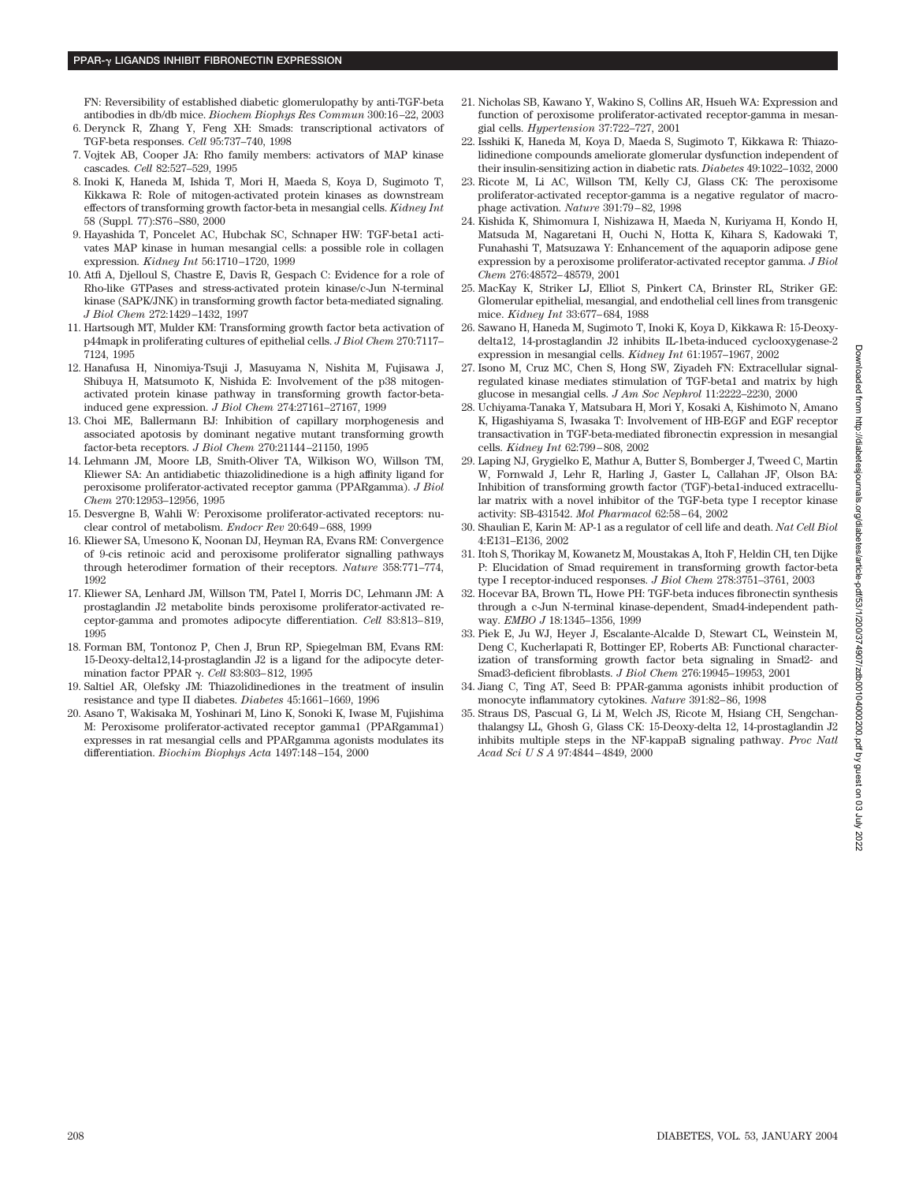FN: Reversibility of established diabetic glomerulopathy by anti-TGF-beta antibodies in db/db mice. *Biochem Biophys Res Commun* 300:16–22, 2003

6. Derynck R, Zhang Y, Feng XH: Smads: transcriptional activators of TGF-beta responses. *Cell* 95:737–740, 1998
7. Vojtek AB, Cooper JA: Rho family members: activators of MAP kinase cascades. *Cell* 82:527–529, 1995
8. Inoki K, Haneda M, Ishida T, Mori H, Maeda S, Koya D, Sugimoto T, Kikkawa R: Role of mitogen-activated protein kinases as downstream effectors of transforming growth factor-beta in mesangial cells. *Kidney Int* 58 (Suppl. 77):S76–S80, 2000
9. Hayashida T, Poncelet AC, Hubchak SC, Schnaper HW: TGF-beta1 activates MAP kinase in human mesangial cells: a possible role in collagen expression. *Kidney Int* 56:1710–1720, 1999
10. Atfi A, Djelloul S, Chastre E, Davis R, Gespach C: Evidence for a role of Rho-like GTPases and stress-activated protein kinase/c-Jun N-terminal kinase (SAPK/JNK) in transforming growth factor beta-mediated signaling. *J Biol Chem* 272:1429–1432, 1997
11. Hartsough MT, Mulder KM: Transforming growth factor beta activation of p44mapk in proliferating cultures of epithelial cells. *J Biol Chem* 270:7117–7124, 1995
12. Hanafusa H, Ninomiya-Tsuji J, Masuyama N, Nishita M, Fujisawa J, Shibuya H, Matsumoto K, Nishida E: Involvement of the p38 mitogen-activated protein kinase pathway in transforming growth factor-beta-induced gene expression. *J Biol Chem* 274:27161–27167, 1999
13. Choi ME, Ballermann BJ: Inhibition of capillary morphogenesis and associated apoptosis by dominant negative mutant transforming growth factor-beta receptors. *J Biol Chem* 270:21144–21150, 1995
14. Lehmann JM, Moore LB, Smith-Oliver TA, Wilkison WO, Willson TM, Kliewer SA: An antidiabetic thiazolidinedione is a high affinity ligand for peroxisome proliferator-activated receptor gamma (PPARgamma). *J Biol Chem* 270:12953–12956, 1995
15. Desvergne B, Wahli W: Peroxisome proliferator-activated receptors: nuclear control of metabolism. *Endocr Rev* 20:649–688, 1999
16. Kliewer SA, Umesono K, Noonan DJ, Heyman RA, Evans RM: Convergence of 9-cis retinoic acid and peroxisome proliferator signalling pathways through heterodimer formation of their receptors. *Nature* 358:771–774, 1992
17. Kliewer SA, Lenhard JM, Willson TM, Patel I, Morris DC, Lehmann JM: A prostaglandin J2 metabolite binds peroxisome proliferator-activated receptor-gamma and promotes adipocyte differentiation. *Cell* 83:813–819, 1995
18. Forman BM, Tontonoz P, Chen J, Brun RP, Spiegelman BM, Evans RM: 15-Deoxy-delta12,14-prostaglandin J2 is a ligand for the adipocyte determination factor PPAR γ. *Cell* 83:803–812, 1995
19. Saltiel AR, Olefsky JM: Thiazolidinediones in the treatment of insulin resistance and type II diabetes. *Diabetes* 45:1661–1669, 1996
20. Asano T, Wakisaka M, Yoshinari M, Lino K, Sonoki K, Iwase M, Fujishima M: Peroxisome proliferator-activated receptor gamma1 (PPARgamma1) expresses in rat mesangial cells and PPARgamma agonists modulates its differentiation. *Biochim Biophys Acta* 1497:148–154, 2000
21. Nicholas SB, Kawano Y, Wakino S, Collins AR, Hsueh WA: Expression and function of peroxisome proliferator-activated receptor-gamma in mesangial cells. *Hypertension* 37:722–727, 2001
22. Isshiki K, Haneda M, Koya D, Maeda S, Sugimoto T, Kikkawa R: Thiazolidinedione compounds ameliorate glomerular dysfunction independent of their insulin-sensitizing action in diabetic rats. *Diabetes* 49:1022–1032, 2000
23. Ricote M, Li AC, Willson TM, Kelly CJ, Glass CK: The peroxisome proliferator-activated receptor-gamma is a negative regulator of macrophage activation. *Nature* 391:79–82, 1998
24. Kishida K, Shimomura I, Nishizawa H, Maeda N, Kuriyama H, Kondo H, Matsuda M, Nagaretani H, Ouchi N, Hotta K, Kihara S, Kadowaki T, Funahashi T, Matsuzawa Y: Enhancement of the aquaporin adipose gene expression by a peroxisome proliferator-activated receptor gamma. *J Biol Chem* 276:48572–48579, 2001
25. MacKay K, Striker LJ, Elliot S, Pinkert CA, Brinster RL, Striker GE: Glomerular epithelial, mesangial, and endothelial cell lines from transgenic mice. *Kidney Int* 33:677–684, 1988
26. Sawano H, Haneda M, Sugimoto T, Inoki K, Koya D, Kikkawa R: 15-Deoxy-delta12, 14-prostaglandin J2 inhibits IL-1beta-induced cyclooxygenase-2 expression in mesangial cells. *Kidney Int* 61:1957–1967, 2002
27. Isono M, Cruz MC, Chen S, Hong SW, Ziyadeh FN: Extracellular signal-regulated kinase mediates stimulation of TGF-beta1 and matrix by high glucose in mesangial cells. *J Am Soc Nephrol* 11:2222–2230, 2000
28. Uchiyama-Tanaka Y, Matsubara H, Mori Y, Kosaki A, Kishimoto N, Amano K, Higashiyama S, Iwasaka T: Involvement of HB-EGF and EGF receptor transactivation in TGF-beta-mediated fibronectin expression in mesangial cells. *Kidney Int* 62:799–808, 2002
29. Laping NJ, Grygielko E, Mathur A, Butter S, Bomberger J, Tweed C, Martin W, Fornwald J, Lehr R, Harling J, Gaster L, Callahan JF, Olson BA: Inhibition of transforming growth factor (TGF)-beta1-induced extracellular matrix with a novel inhibitor of the TGF-beta type I receptor kinase activity: SB-431542. *Mol Pharmacol* 62:58–64, 2002
30. Shaulian E, Karin M: AP-1 as a regulator of cell life and death. *Nat Cell Biol* 4:E131–E136, 2002
31. Itoh S, Thorikay M, Kowanetz M, Moustakas A, Itoh F, Heldin CH, ten Dijke P: Elucidation of Smad requirement in transforming growth factor-beta type I receptor-induced responses. *J Biol Chem* 278:3751–3761, 2003
32. Hocevar BA, Brown TL, Howe PH: TGF-beta induces fibronectin synthesis through a c-Jun N-terminal kinase-dependent, Smad4-independent pathway. *EMBO J* 18:1345–1356, 1999
33. Piek E, Ju WJ, Heyer J, Escalante-Alcalde D, Stewart CL, Weinstein M, Deng C, Kucherlapati R, Bottinger EP, Roberts AB: Functional characterization of transforming growth factor beta signaling in Smad2- and Smad3-deficient fibroblasts. *J Biol Chem* 276:19945–19953, 2001
34. Jiang C, Ting AT, Seed B: PPAR-gamma agonists inhibit production of monocyte inflammatory cytokines. *Nature* 391:82–86, 1998
35. Straus DS, Pascual G, Li M, Welch JS, Ricote M, Hsiang CH, Sengchanthalangsy LL, Ghosh G, Glass CK: 15-Deoxy-delta 12, 14-prostaglandin J2 inhibits multiple steps in the NF-kappaB signaling pathway. *Proc Natl Acad Sci U S A* 97:4844–4849, 2000